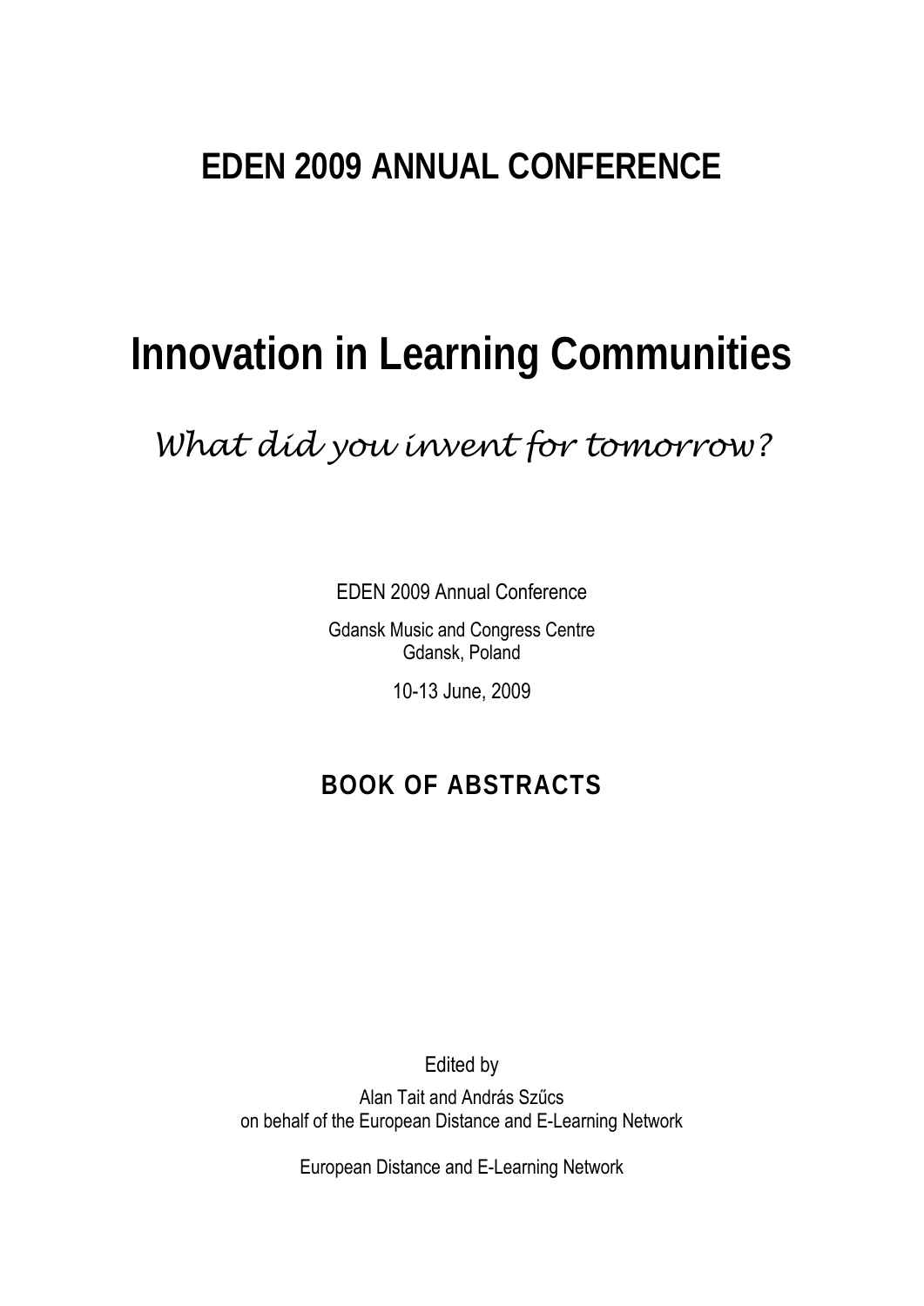# EDEN 2009 ANNUAL CONFERENCE

# Innovation in Learning Communities

*What did you invent for tomorrow?*

EDEN 2009 Annual Conference

Gdansk Music and Congress Centre
Gdansk, Poland

10-13 June, 2009

## BOOK OF ABSTRACTS

Edited by

Alan Tait and András Szűcs
on behalf of the European Distance and E-Learning Network

European Distance and E-Learning Network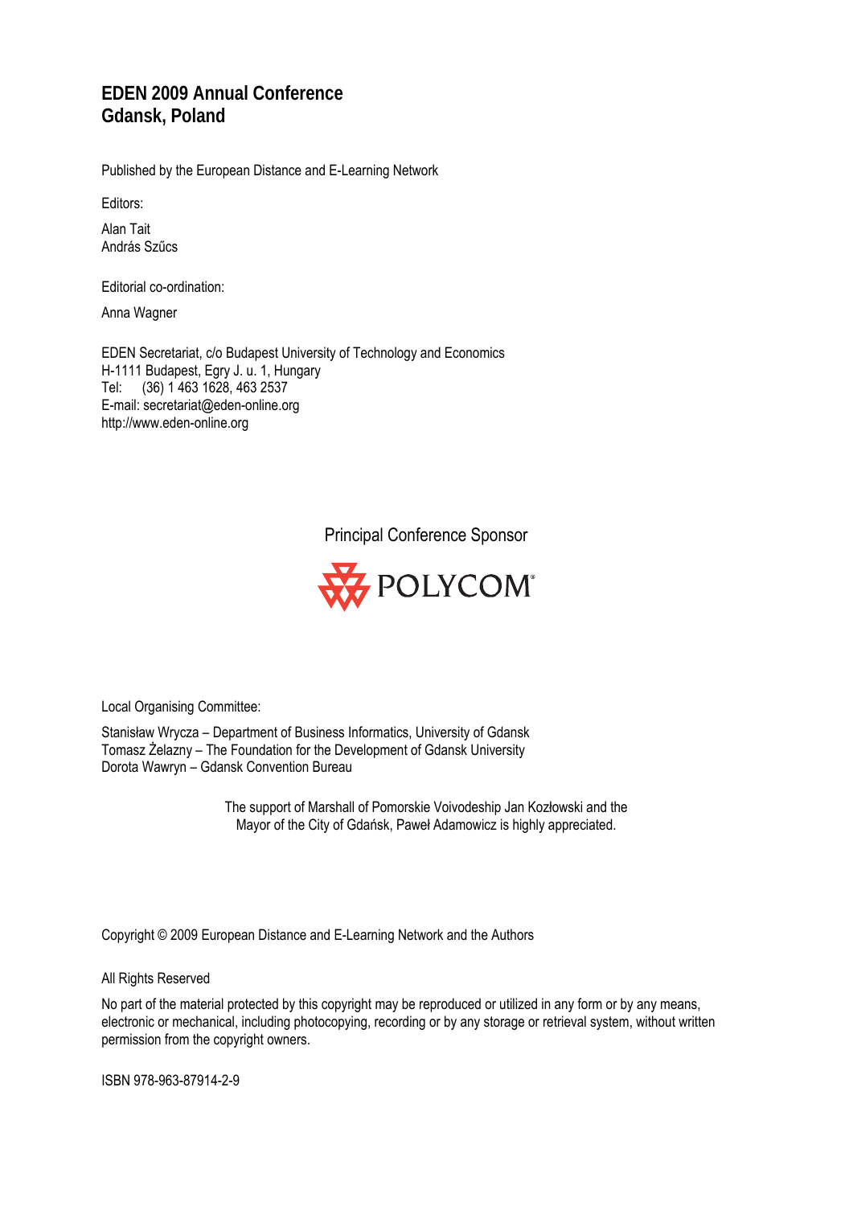# EDEN 2009 Annual Conference
# Gdansk, Poland

Published by the European Distance and E-Learning Network

Editors:

Alan Tait
András Szűcs

Editorial co-ordination:

Anna Wagner

EDEN Secretariat, c/o Budapest University of Technology and Economics
H-1111 Budapest, Egry J. u. 1, Hungary
Tel: (36) 1 463 1628, 463 2537
E-mail: secretariat@eden-online.org
http://www.eden-online.org

Principal Conference Sponsor

POLYCOM

Local Organising Committee:

Stanisław Wrycza – Department of Business Informatics, University of Gdansk
Tomasz Żelazny – The Foundation for the Development of Gdansk University
Dorota Wawryn – Gdansk Convention Bureau

The support of Marshall of Pomorskie Voivodeship Jan Kozłowski and the Mayor of the City of Gdańsk, Paweł Adamowicz is highly appreciated.

Copyright © 2009 European Distance and E-Learning Network and the Authors

All Rights Reserved

No part of the material protected by this copyright may be reproduced or utilized in any form or by any means, electronic or mechanical, including photocopying, recording or by any storage or retrieval system, without written permission from the copyright owners.

ISBN 978-963-87914-2-9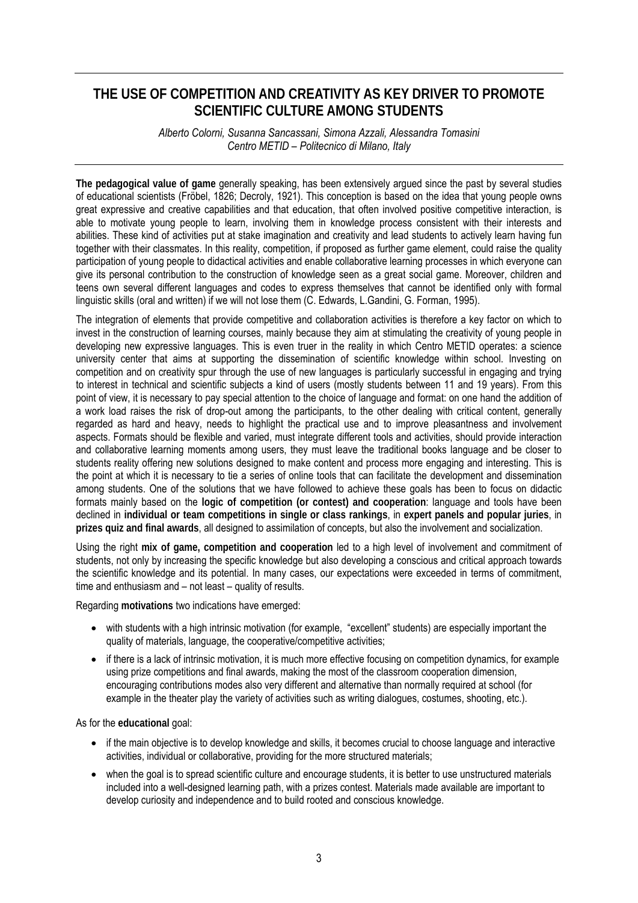# THE USE OF COMPETITION AND CREATIVITY AS KEY DRIVER TO PROMOTE SCIENTIFIC CULTURE AMONG STUDENTS

*Alberto Colorni, Susanna Sancassani, Simona Azzali, Alessandra Tomasini*
*Centro METID – Politecnico di Milano, Italy*

**The pedagogical value of game** generally speaking, has been extensively argued since the past by several studies of educational scientists (Fröbel, 1826; Decroly, 1921). This conception is based on the idea that young people owns great expressive and creative capabilities and that education, that often involved positive competitive interaction, is able to motivate young people to learn, involving them in knowledge process consistent with their interests and abilities. These kind of activities put at stake imagination and creativity and lead students to actively learn having fun together with their classmates. In this reality, competition, if proposed as further game element, could raise the quality participation of young people to didactical activities and enable collaborative learning processes in which everyone can give its personal contribution to the construction of knowledge seen as a great social game. Moreover, children and teens own several different languages and codes to express themselves that cannot be identified only with formal linguistic skills (oral and written) if we will not lose them (C. Edwards, L.Gandini, G. Forman, 1995).

The integration of elements that provide competitive and collaboration activities is therefore a key factor on which to invest in the construction of learning courses, mainly because they aim at stimulating the creativity of young people in developing new expressive languages. This is even truer in the reality in which Centro METID operates: a science university center that aims at supporting the dissemination of scientific knowledge within school. Investing on competition and on creativity spur through the use of new languages is particularly successful in engaging and trying to interest in technical and scientific subjects a kind of users (mostly students between 11 and 19 years). From this point of view, it is necessary to pay special attention to the choice of language and format: on one hand the addition of a work load raises the risk of drop-out among the participants, to the other dealing with critical content, generally regarded as hard and heavy, needs to highlight the practical use and to improve pleasantness and involvement aspects. Formats should be flexible and varied, must integrate different tools and activities, should provide interaction and collaborative learning moments among users, they must leave the traditional books language and be closer to students reality offering new solutions designed to make content and process more engaging and interesting. This is the point at which it is necessary to tie a series of online tools that can facilitate the development and dissemination among students. One of the solutions that we have followed to achieve these goals has been to focus on didactic formats mainly based on the **logic of competition (or contest) and cooperation**: language and tools have been declined in **individual or team competitions in single or class rankings**, in **expert panels and popular juries**, in **prizes quiz and final awards**, all designed to assimilation of concepts, but also the involvement and socialization.

Using the right **mix of game, competition and cooperation** led to a high level of involvement and commitment of students, not only by increasing the specific knowledge but also developing a conscious and critical approach towards the scientific knowledge and its potential. In many cases, our expectations were exceeded in terms of commitment, time and enthusiasm and – not least – quality of results.

Regarding **motivations** two indications have emerged:

- with students with a high intrinsic motivation (for example, "excellent" students) are especially important the quality of materials, language, the cooperative/competitive activities;
- if there is a lack of intrinsic motivation, it is much more effective focusing on competition dynamics, for example using prize competitions and final awards, making the most of the classroom cooperation dimension, encouraging contributions modes also very different and alternative than normally required at school (for example in the theater play the variety of activities such as writing dialogues, costumes, shooting, etc.).

As for the **educational** goal:

- if the main objective is to develop knowledge and skills, it becomes crucial to choose language and interactive activities, individual or collaborative, providing for the more structured materials;
- when the goal is to spread scientific culture and encourage students, it is better to use unstructured materials included into a well-designed learning path, with a prizes contest. Materials made available are important to develop curiosity and independence and to build rooted and conscious knowledge.